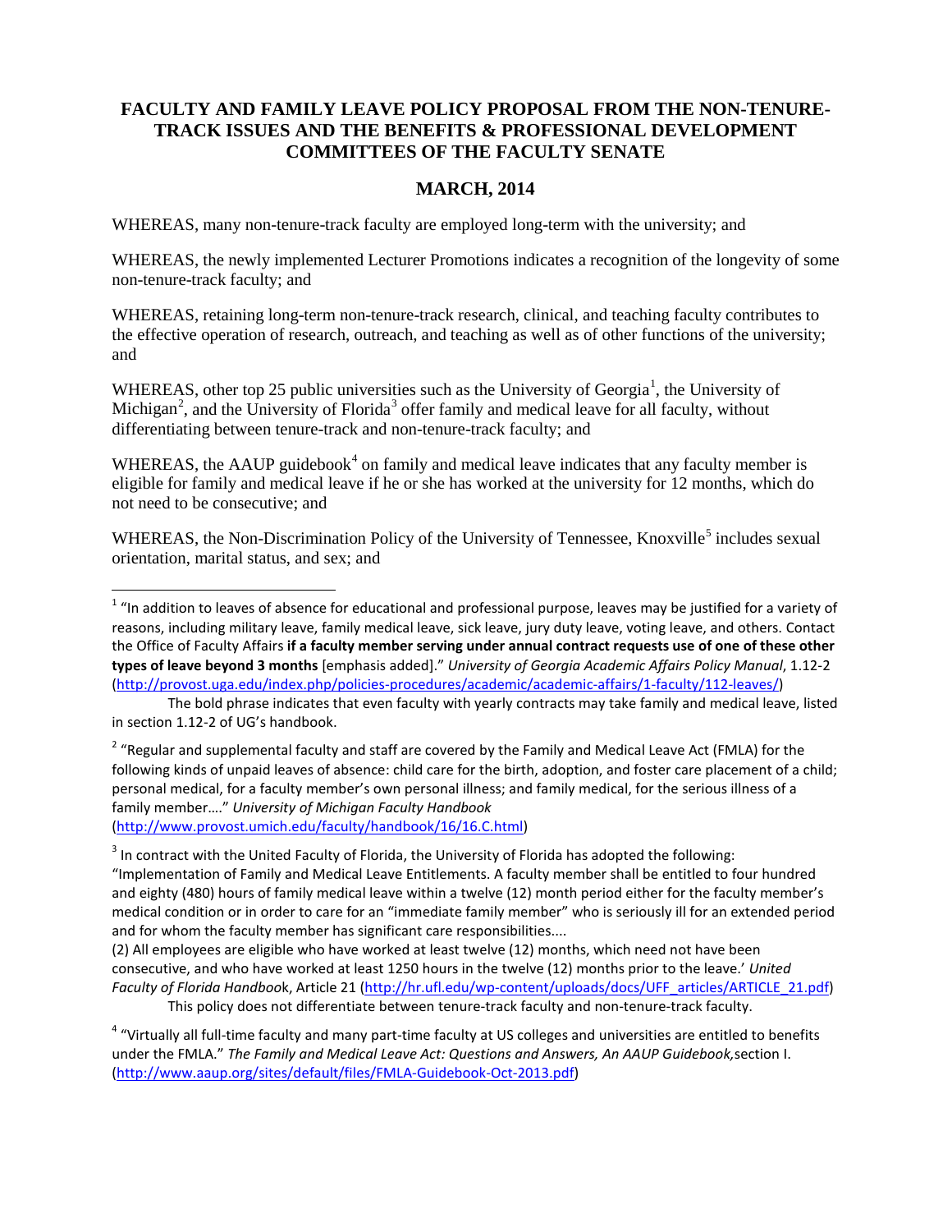# FACULTY AND FAMILY LEAVE POLICY PROPOSAL FROM THE NON-TENURE-TRACK ISSUES AND THE BENEFITS & PROFESSIONAL DEVELOPMENT COMMITTEES OF THE FACULTY SENATE

## MARCH, 2014

WHEREAS, many non-tenure-track faculty are employed long-term with the university; and

WHEREAS, the newly implemented Lecturer Promotions indicates a recognition of the longevity of some non-tenure-track faculty; and

WHEREAS, retaining long-term non-tenure-track research, clinical, and teaching faculty contributes to the effective operation of research, outreach, and teaching as well as of other functions of the university; and

WHEREAS, other top 25 public universities such as the University of Georgia[1], the University of Michigan[2], and the University of Florida[3] offer family and medical leave for all faculty, without differentiating between tenure-track and non-tenure-track faculty; and

WHEREAS, the AAUP guidebook[4] on family and medical leave indicates that any faculty member is eligible for family and medical leave if he or she has worked at the university for 12 months, which do not need to be consecutive; and

WHEREAS, the Non-Discrimination Policy of the University of Tennessee, Knoxville[5] includes sexual orientation, marital status, and sex; and

---

[1] "In addition to leaves of absence for educational and professional purpose, leaves may be justified for a variety of reasons, including military leave, family medical leave, sick leave, jury duty leave, voting leave, and others. Contact the Office of Faculty Affairs **if a faculty member serving under annual contract requests use of one of these other types of leave beyond 3 months** [emphasis added]." *University of Georgia Academic Affairs Policy Manual*, 1.12-2 (http://provost.uga.edu/index.php/policies-procedures/academic/academic-affairs/1-faculty/112-leaves/)

The bold phrase indicates that even faculty with yearly contracts may take family and medical leave, listed in section 1.12-2 of UG's handbook.

[2] "Regular and supplemental faculty and staff are covered by the Family and Medical Leave Act (FMLA) for the following kinds of unpaid leaves of absence: child care for the birth, adoption, and foster care placement of a child; personal medical, for a faculty member's own personal illness; and family medical, for the serious illness of a family member…." *University of Michigan Faculty Handbook* (http://www.provost.umich.edu/faculty/handbook/16/16.C.html)

[3] In contract with the United Faculty of Florida, the University of Florida has adopted the following: "Implementation of Family and Medical Leave Entitlements. A faculty member shall be entitled to four hundred and eighty (480) hours of family medical leave within a twelve (12) month period either for the faculty member's medical condition or in order to care for an "immediate family member" who is seriously ill for an extended period and for whom the faculty member has significant care responsibilities....

(2) All employees are eligible who have worked at least twelve (12) months, which need not have been consecutive, and who have worked at least 1250 hours in the twelve (12) months prior to the leave.' *United Faculty of Florida Handbook*, Article 21 (http://hr.ufl.edu/wp-content/uploads/docs/UFF_articles/ARTICLE_21.pdf)

This policy does not differentiate between tenure-track faculty and non-tenure-track faculty.

[4] "Virtually all full-time faculty and many part-time faculty at US colleges and universities are entitled to benefits under the FMLA." *The Family and Medical Leave Act: Questions and Answers, An AAUP Guidebook,* section I. (http://www.aaup.org/sites/default/files/FMLA-Guidebook-Oct-2013.pdf)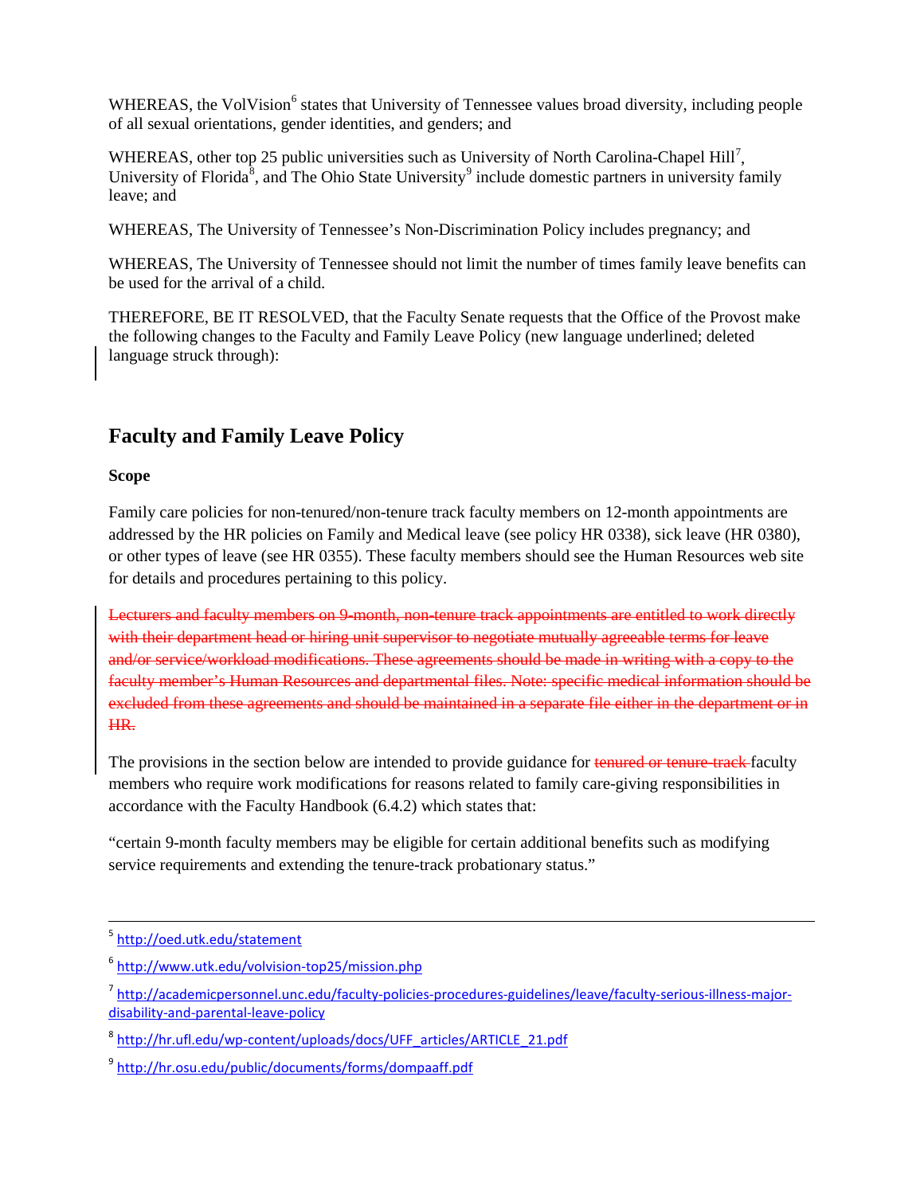WHEREAS, the VolVision[6] states that University of Tennessee values broad diversity, including people of all sexual orientations, gender identities, and genders; and

WHEREAS, other top 25 public universities such as University of North Carolina-Chapel Hill[7], University of Florida[8], and The Ohio State University[9] include domestic partners in university family leave; and

WHEREAS, The University of Tennessee's Non-Discrimination Policy includes pregnancy; and

WHEREAS, The University of Tennessee should not limit the number of times family leave benefits can be used for the arrival of a child.

THEREFORE, BE IT RESOLVED, that the Faculty Senate requests that the Office of the Provost make the following changes to the Faculty and Family Leave Policy (new language underlined; deleted language struck through):

## Faculty and Family Leave Policy

**Scope**

Family care policies for non-tenured/non-tenure track faculty members on 12-month appointments are addressed by the HR policies on Family and Medical leave (see policy HR 0338), sick leave (HR 0380), or other types of leave (see HR 0355). These faculty members should see the Human Resources web site for details and procedures pertaining to this policy.

~~Lecturers and faculty members on 9-month, non-tenure track appointments are entitled to work directly with their department head or hiring unit supervisor to negotiate mutually agreeable terms for leave and/or service/workload modifications. These agreements should be made in writing with a copy to the faculty member's Human Resources and departmental files. Note: specific medical information should be excluded from these agreements and should be maintained in a separate file either in the department or in HR.~~

The provisions in the section below are intended to provide guidance for ~~tenured or tenure-track~~ faculty members who require work modifications for reasons related to family care-giving responsibilities in accordance with the Faculty Handbook (6.4.2) which states that:

"certain 9-month faculty members may be eligible for certain additional benefits such as modifying service requirements and extending the tenure-track probationary status."

---

[5] http://oed.utk.edu/statement

[6] http://www.utk.edu/volvision-top25/mission.php

[7] http://academicpersonnel.unc.edu/faculty-policies-procedures-guidelines/leave/faculty-serious-illness-major-disability-and-parental-leave-policy

[8] http://hr.ufl.edu/wp-content/uploads/docs/UFF_articles/ARTICLE_21.pdf

[9] http://hr.osu.edu/public/documents/forms/dompaaff.pdf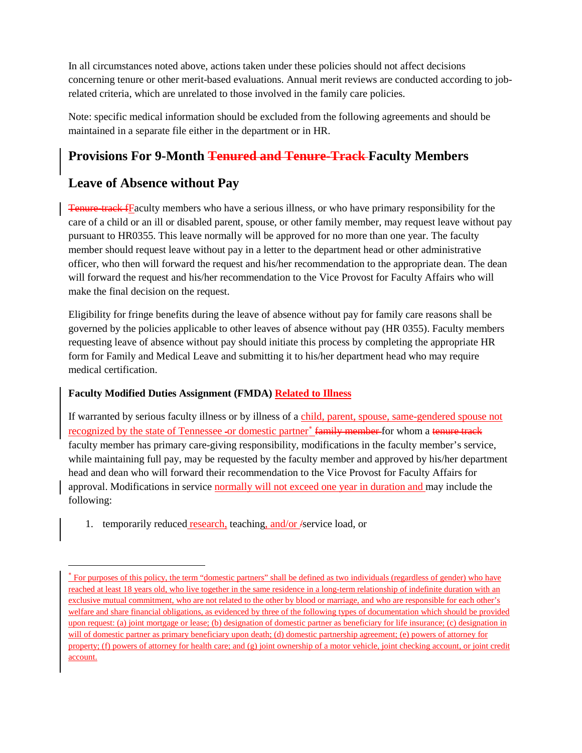In all circumstances noted above, actions taken under these policies should not affect decisions concerning tenure or other merit-based evaluations. Annual merit reviews are conducted according to job-related criteria, which are unrelated to those involved in the family care policies.

Note: specific medical information should be excluded from the following agreements and should be maintained in a separate file either in the department or in HR.

## Provisions For 9-Month ~~Tenured and Tenure-Track~~ Faculty Members

## Leave of Absence without Pay

~~Tenure-track f~~Faculty members who have a serious illness, or who have primary responsibility for the care of a child or an ill or disabled parent, spouse, or other family member, may request leave without pay pursuant to HR0355. This leave normally will be approved for no more than one year. The faculty member should request leave without pay in a letter to the department head or other administrative officer, who then will forward the request and his/her recommendation to the appropriate dean. The dean will forward the request and his/her recommendation to the Vice Provost for Faculty Affairs who will make the final decision on the request.

Eligibility for fringe benefits during the leave of absence without pay for family care reasons shall be governed by the policies applicable to other leaves of absence without pay (HR 0355). Faculty members requesting leave of absence without pay should initiate this process by completing the appropriate HR form for Family and Medical Leave and submitting it to his/her department head who may require medical certification.

### Faculty Modified Duties Assignment (FMDA) Related to Illness

If warranted by serious faculty illness or by illness of a child, parent, spouse, same-gendered spouse not recognized by the state of Tennessee ~~-~~or domestic partner* ~~family member~~ for whom a ~~tenure track~~ faculty member has primary care-giving responsibility, modifications in the faculty member's service, while maintaining full pay, may be requested by the faculty member and approved by his/her department head and dean who will forward their recommendation to the Vice Provost for Faculty Affairs for approval. Modifications in service normally will not exceed one year in duration and may include the following:

1. temporarily reduced research, teaching, and/or ~~/~~service load, or

---

* For purposes of this policy, the term "domestic partners" shall be defined as two individuals (regardless of gender) who have reached at least 18 years old, who live together in the same residence in a long-term relationship of indefinite duration with an exclusive mutual commitment, who are not related to the other by blood or marriage, and who are responsible for each other's welfare and share financial obligations, as evidenced by three of the following types of documentation which should be provided upon request: (a) joint mortgage or lease; (b) designation of domestic partner as beneficiary for life insurance; (c) designation in will of domestic partner as primary beneficiary upon death; (d) domestic partnership agreement; (e) powers of attorney for property; (f) powers of attorney for health care; and (g) joint ownership of a motor vehicle, joint checking account, or joint credit account.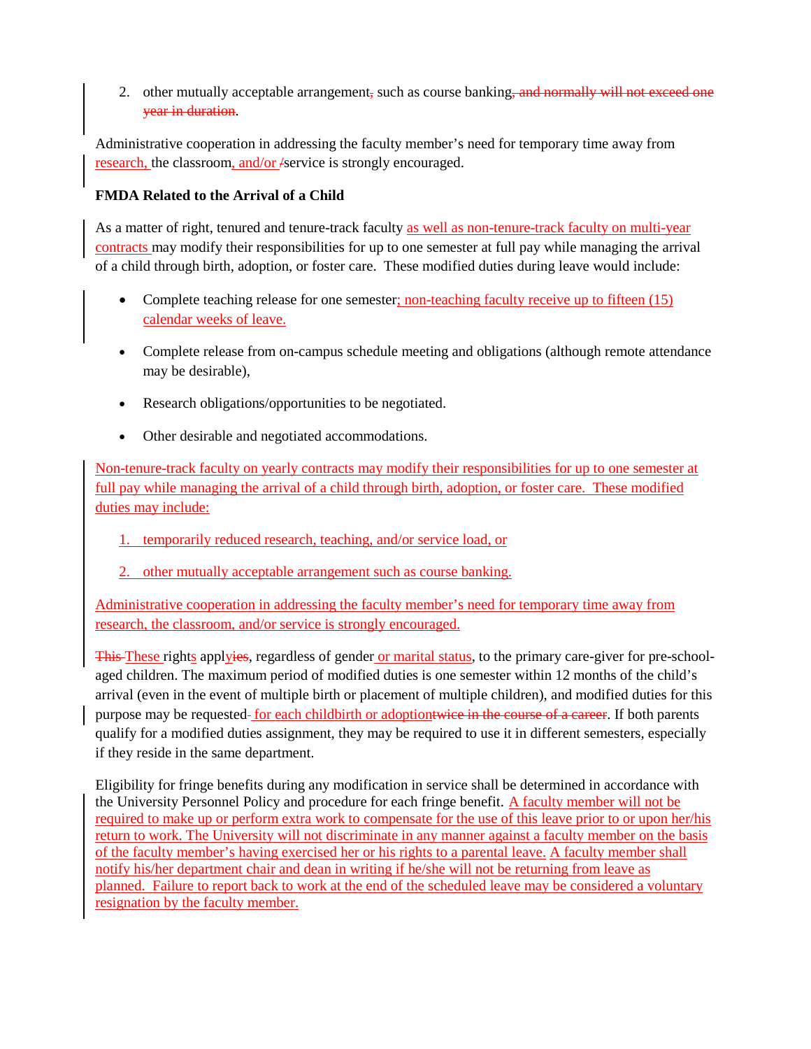2. other mutually acceptable arrangement, such as course banking, and normally will not exceed one year in duration.

Administrative cooperation in addressing the faculty member's need for temporary time away from research, the classroom, and/or /service is strongly encouraged.

**FMDA Related to the Arrival of a Child**

As a matter of right, tenured and tenure-track faculty as well as non-tenure-track faculty on multi-year contracts may modify their responsibilities for up to one semester at full pay while managing the arrival of a child through birth, adoption, or foster care. These modified duties during leave would include:

- Complete teaching release for one semester; non-teaching faculty receive up to fifteen (15) calendar weeks of leave.
- Complete release from on-campus schedule meeting and obligations (although remote attendance may be desirable),
- Research obligations/opportunities to be negotiated.
- Other desirable and negotiated accommodations.

Non-tenure-track faculty on yearly contracts may modify their responsibilities for up to one semester at full pay while managing the arrival of a child through birth, adoption, or foster care. These modified duties may include:

1. temporarily reduced research, teaching, and/or service load, or
2. other mutually acceptable arrangement such as course banking.

Administrative cooperation in addressing the faculty member's need for temporary time away from research, the classroom, and/or service is strongly encouraged.

This These rights applyies, regardless of gender or marital status, to the primary care-giver for pre-school-aged children. The maximum period of modified duties is one semester within 12 months of the child's arrival (even in the event of multiple birth or placement of multiple children), and modified duties for this purpose may be requested for each childbirth or adoptiontwice in the course of a career. If both parents qualify for a modified duties assignment, they may be required to use it in different semesters, especially if they reside in the same department.

Eligibility for fringe benefits during any modification in service shall be determined in accordance with the University Personnel Policy and procedure for each fringe benefit. A faculty member will not be required to make up or perform extra work to compensate for the use of this leave prior to or upon her/his return to work. The University will not discriminate in any manner against a faculty member on the basis of the faculty member's having exercised her or his rights to a parental leave. A faculty member shall notify his/her department chair and dean in writing if he/she will not be returning from leave as planned. Failure to report back to work at the end of the scheduled leave may be considered a voluntary resignation by the faculty member.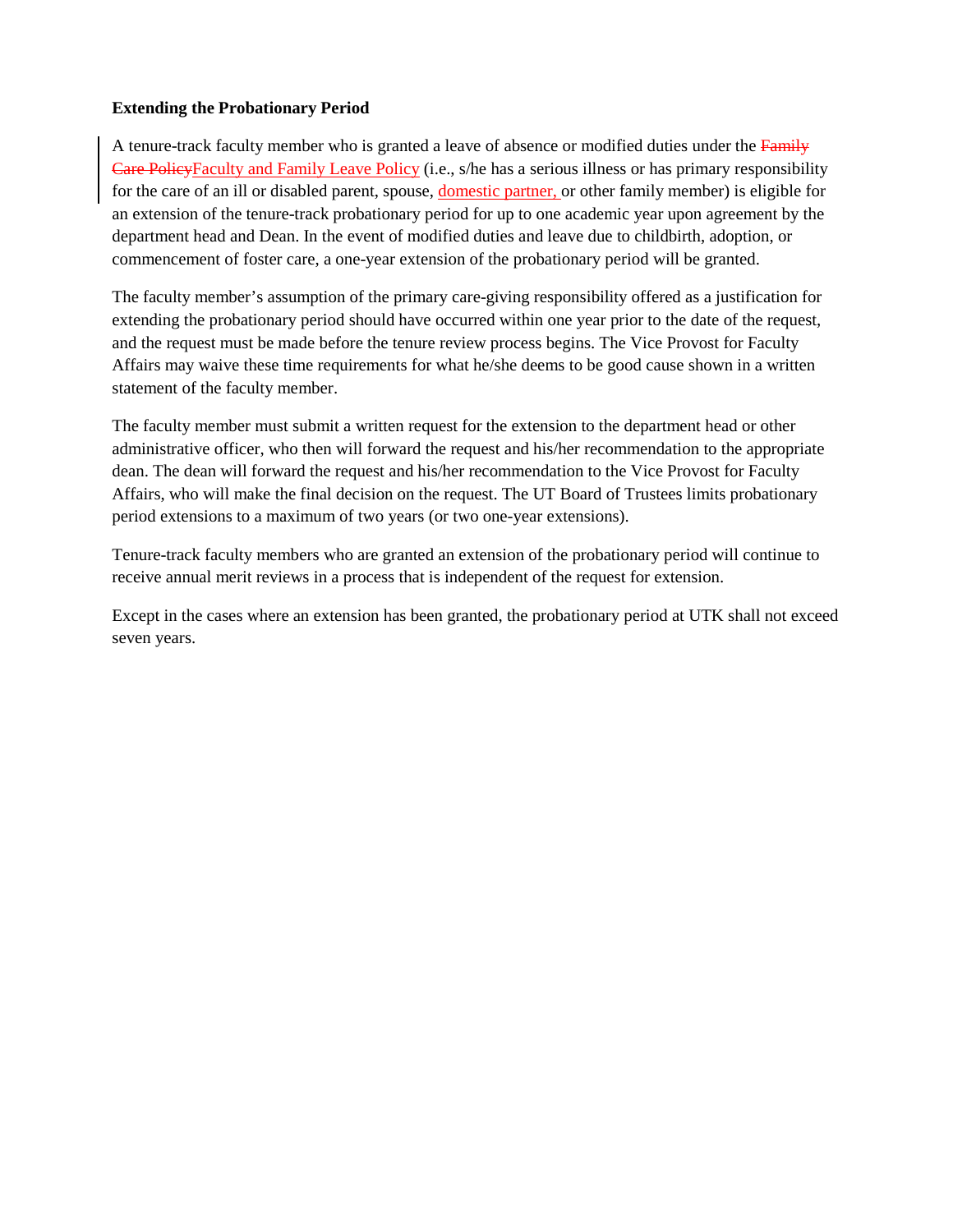**Extending the Probationary Period**

A tenure-track faculty member who is granted a leave of absence or modified duties under the ~~Family Care Policy~~Faculty and Family Leave Policy (i.e., s/he has a serious illness or has primary responsibility for the care of an ill or disabled parent, spouse, domestic partner, or other family member) is eligible for an extension of the tenure-track probationary period for up to one academic year upon agreement by the department head and Dean. In the event of modified duties and leave due to childbirth, adoption, or commencement of foster care, a one-year extension of the probationary period will be granted.

The faculty member's assumption of the primary care-giving responsibility offered as a justification for extending the probationary period should have occurred within one year prior to the date of the request, and the request must be made before the tenure review process begins. The Vice Provost for Faculty Affairs may waive these time requirements for what he/she deems to be good cause shown in a written statement of the faculty member.

The faculty member must submit a written request for the extension to the department head or other administrative officer, who then will forward the request and his/her recommendation to the appropriate dean. The dean will forward the request and his/her recommendation to the Vice Provost for Faculty Affairs, who will make the final decision on the request. The UT Board of Trustees limits probationary period extensions to a maximum of two years (or two one-year extensions).

Tenure-track faculty members who are granted an extension of the probationary period will continue to receive annual merit reviews in a process that is independent of the request for extension.

Except in the cases where an extension has been granted, the probationary period at UTK shall not exceed seven years.